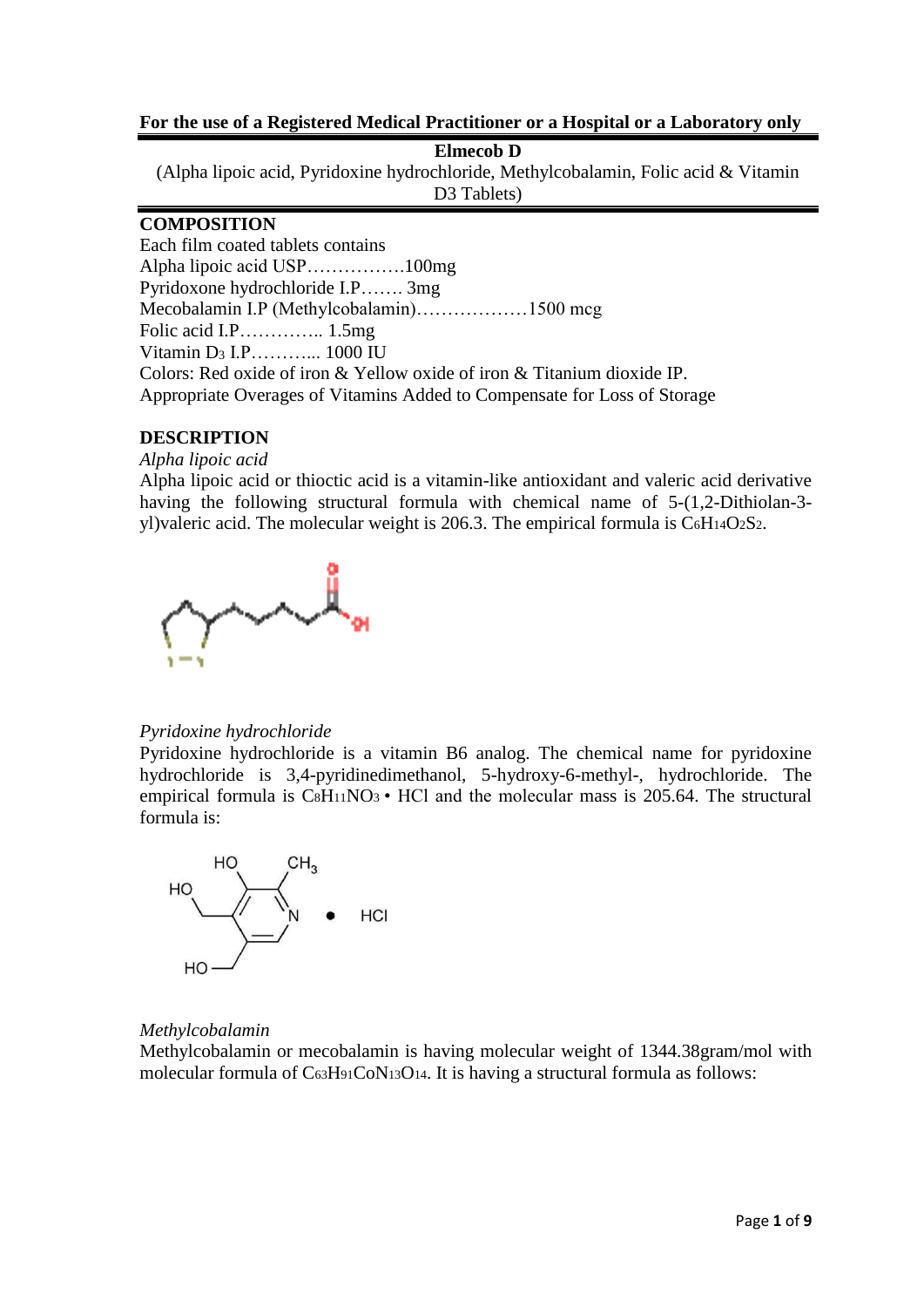**For the use of a Registered Medical Practitioner or a Hospital or a Laboratory only**

**Elmecob D**

(Alpha lipoic acid, Pyridoxine hydrochloride, Methylcobalamin, Folic acid & Vitamin D3 Tablets)

## COMPOSITION

Each film coated tablets contains

Alpha lipoic acid USP…………….100mg

Pyridoxone hydrochloride I.P……. 3mg

Mecobalamin I.P (Methylcobalamin)………………1500 mcg

Folic acid I.P………….. 1.5mg

Vitamin $D_3$ I.P……….. 1000 IU

Colors: Red oxide of iron & Yellow oxide of iron & Titanium dioxide IP.

Appropriate Overages of Vitamins Added to Compensate for Loss of Storage

## DESCRIPTION

*Alpha lipoic acid*

Alpha lipoic acid or thioctic acid is a vitamin-like antioxidant and valeric acid derivative having the following structural formula with chemical name of 5-(1,2-Dithiolan-3-yl)valeric acid. The molecular weight is 206.3. The empirical formula is $C_6H_{14}O_2S_2$.

*Pyridoxine hydrochloride*

Pyridoxine hydrochloride is a vitamin B6 analog. The chemical name for pyridoxine hydrochloride is 3,4-pyridinedimethanol, 5-hydroxy-6-methyl-, hydrochloride. The empirical formula is $C_8H_{11}NO_3 \cdot HCl$ and the molecular mass is 205.64. The structural formula is:

*Methylcobalamin*

Methylcobalamin or mecobalamin is having molecular weight of 1344.38gram/mol with molecular formula of $C_{63}H_{91}CoN_{13}O_{14}$. It is having a structural formula as follows: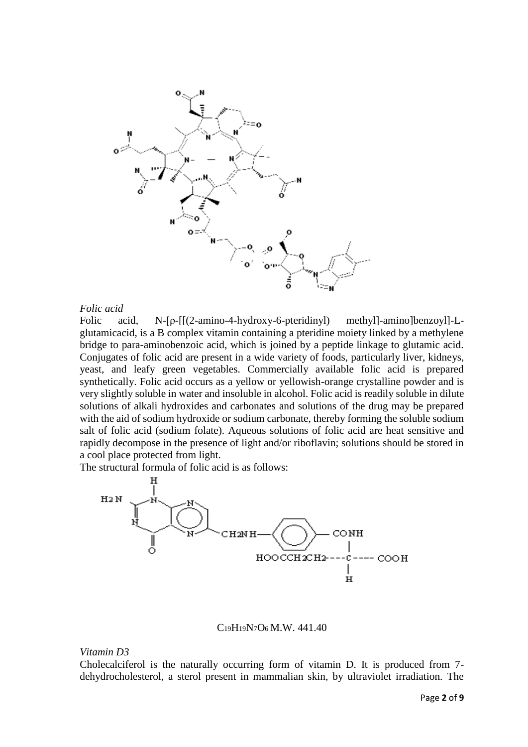*Folic acid*

Folic acid, N-[ρ-[[(2-amino-4-hydroxy-6-pteridinyl) methyl]-amino]benzoyl]-L-glutamicacid, is a B complex vitamin containing a pteridine moiety linked by a methylene bridge to para-aminobenzoic acid, which is joined by a peptide linkage to glutamic acid. Conjugates of folic acid are present in a wide variety of foods, particularly liver, kidneys, yeast, and leafy green vegetables. Commercially available folic acid is prepared synthetically. Folic acid occurs as a yellow or yellowish-orange crystalline powder and is very slightly soluble in water and insoluble in alcohol. Folic acid is readily soluble in dilute solutions of alkali hydroxides and carbonates and solutions of the drug may be prepared with the aid of sodium hydroxide or sodium carbonate, thereby forming the soluble sodium salt of folic acid (sodium folate). Aqueous solutions of folic acid are heat sensitive and rapidly decompose in the presence of light and/or riboflavin; solutions should be stored in a cool place protected from light.

The structural formula of folic acid is as follows:

$C_{19}H_{19}N_7O_6$ M.W. 441.40

*Vitamin D3*

Cholecalciferol is the naturally occurring form of vitamin D. It is produced from 7-dehydrocholesterol, a sterol present in mammalian skin, by ultraviolet irradiation. The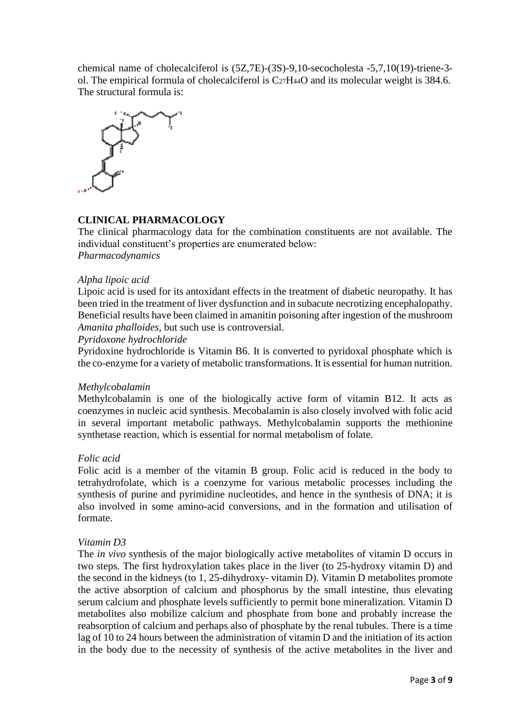chemical name of cholecalciferol is (5Z,7E)-(3S)-9,10-secocholesta -5,7,10(19)-triene-3-ol. The empirical formula of cholecalciferol is $C_{27}H_{44}O$ and its molecular weight is 384.6. The structural formula is:

## CLINICAL PHARMACOLOGY

The clinical pharmacology data for the combination constituents are not available. The individual constituent's properties are enumerated below:

*Pharmacodynamics*

*Alpha lipoic acid*

Lipoic acid is used for its antoxidant effects in the treatment of diabetic neuropathy. It has been tried in the treatment of liver dysfunction and in subacute necrotizing encephalopathy. Beneficial results have been claimed in amanitin poisoning after ingestion of the mushroom *Amanita phalloides,* but such use is controversial.

*Pyridoxone hydrochloride*

Pyridoxine hydrochloride is Vitamin B6. It is converted to pyridoxal phosphate which is the co-enzyme for a variety of metabolic transformations. It is essential for human nutrition.

*Methylcobalamin*

Methylcobalamin is one of the biologically active form of vitamin B12. It acts as coenzymes in nucleic acid synthesis. Mecobalamin is also closely involved with folic acid in several important metabolic pathways. Methylcobalamin supports the methionine synthetase reaction, which is essential for normal metabolism of folate.

*Folic acid*

Folic acid is a member of the vitamin B group. Folic acid is reduced in the body to tetrahydrofolate, which is a coenzyme for various metabolic processes including the synthesis of purine and pyrimidine nucleotides, and hence in the synthesis of DNA; it is also involved in some amino-acid conversions, and in the formation and utilisation of formate.

*Vitamin D3*

The *in vivo* synthesis of the major biologically active metabolites of vitamin D occurs in two steps. The first hydroxylation takes place in the liver (to 25-hydroxy vitamin D) and the second in the kidneys (to 1, 25-dihydroxy- vitamin D). Vitamin D metabolites promote the active absorption of calcium and phosphorus by the small intestine, thus elevating serum calcium and phosphate levels sufficiently to permit bone mineralization. Vitamin D metabolites also mobilize calcium and phosphate from bone and probably increase the reabsorption of calcium and perhaps also of phosphate by the renal tubules. There is a time lag of 10 to 24 hours between the administration of vitamin D and the initiation of its action in the body due to the necessity of synthesis of the active metabolites in the liver and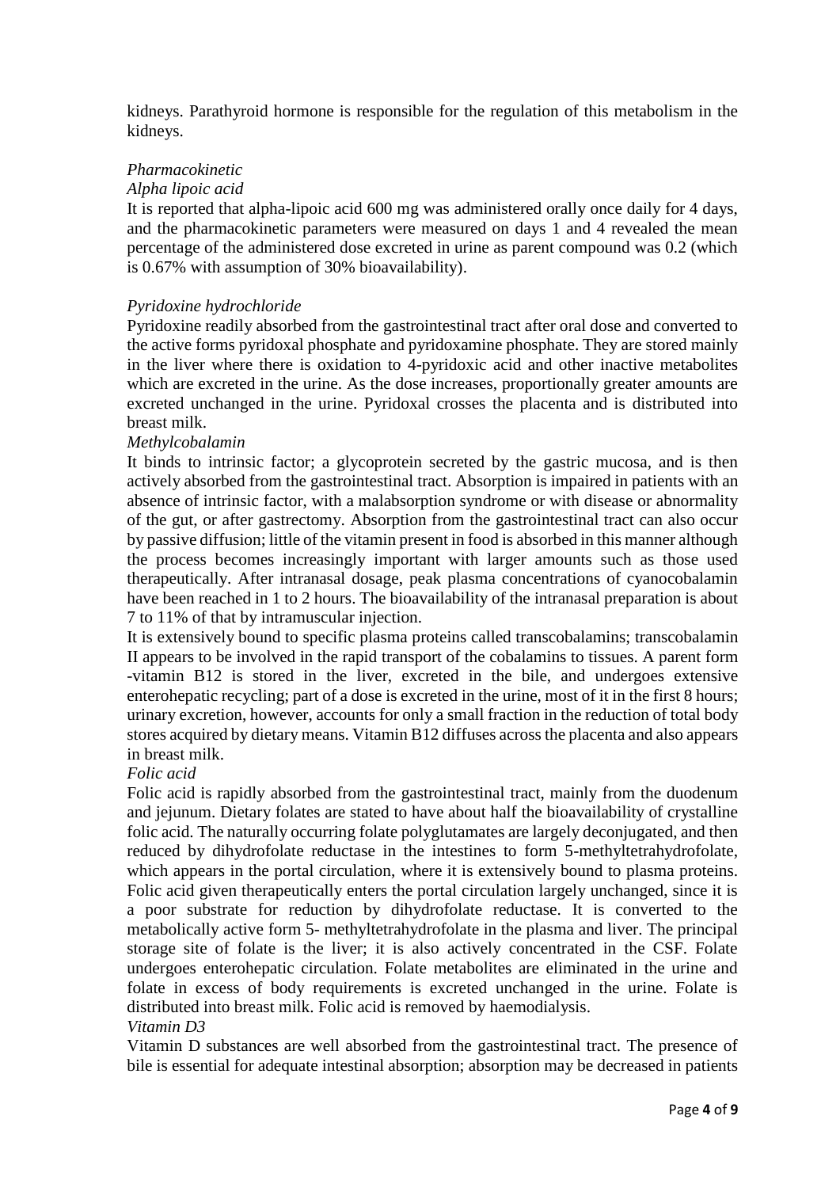kidneys. Parathyroid hormone is responsible for the regulation of this metabolism in the kidneys.

*Pharmacokinetic*

*Alpha lipoic acid*

It is reported that alpha-lipoic acid 600 mg was administered orally once daily for 4 days, and the pharmacokinetic parameters were measured on days 1 and 4 revealed the mean percentage of the administered dose excreted in urine as parent compound was 0.2 (which is 0.67% with assumption of 30% bioavailability).

*Pyridoxine hydrochloride*

Pyridoxine readily absorbed from the gastrointestinal tract after oral dose and converted to the active forms pyridoxal phosphate and pyridoxamine phosphate. They are stored mainly in the liver where there is oxidation to 4-pyridoxic acid and other inactive metabolites which are excreted in the urine. As the dose increases, proportionally greater amounts are excreted unchanged in the urine. Pyridoxal crosses the placenta and is distributed into breast milk.

*Methylcobalamin*

It binds to intrinsic factor; a glycoprotein secreted by the gastric mucosa, and is then actively absorbed from the gastrointestinal tract. Absorption is impaired in patients with an absence of intrinsic factor, with a malabsorption syndrome or with disease or abnormality of the gut, or after gastrectomy. Absorption from the gastrointestinal tract can also occur by passive diffusion; little of the vitamin present in food is absorbed in this manner although the process becomes increasingly important with larger amounts such as those used therapeutically. After intranasal dosage, peak plasma concentrations of cyanocobalamin have been reached in 1 to 2 hours. The bioavailability of the intranasal preparation is about 7 to 11% of that by intramuscular injection.

It is extensively bound to specific plasma proteins called transcobalamins; transcobalamin II appears to be involved in the rapid transport of the cobalamins to tissues. A parent form -vitamin B12 is stored in the liver, excreted in the bile, and undergoes extensive enterohepatic recycling; part of a dose is excreted in the urine, most of it in the first 8 hours; urinary excretion, however, accounts for only a small fraction in the reduction of total body stores acquired by dietary means. Vitamin B12 diffuses across the placenta and also appears in breast milk.

*Folic acid*

Folic acid is rapidly absorbed from the gastrointestinal tract, mainly from the duodenum and jejunum. Dietary folates are stated to have about half the bioavailability of crystalline folic acid. The naturally occurring folate polyglutamates are largely deconjugated, and then reduced by dihydrofolate reductase in the intestines to form 5-methyltetrahydrofolate, which appears in the portal circulation, where it is extensively bound to plasma proteins. Folic acid given therapeutically enters the portal circulation largely unchanged, since it is a poor substrate for reduction by dihydrofolate reductase. It is converted to the metabolically active form 5- methyltetrahydrofolate in the plasma and liver. The principal storage site of folate is the liver; it is also actively concentrated in the CSF. Folate undergoes enterohepatic circulation. Folate metabolites are eliminated in the urine and folate in excess of body requirements is excreted unchanged in the urine. Folate is distributed into breast milk. Folic acid is removed by haemodialysis.

*Vitamin D3*

Vitamin D substances are well absorbed from the gastrointestinal tract. The presence of bile is essential for adequate intestinal absorption; absorption may be decreased in patients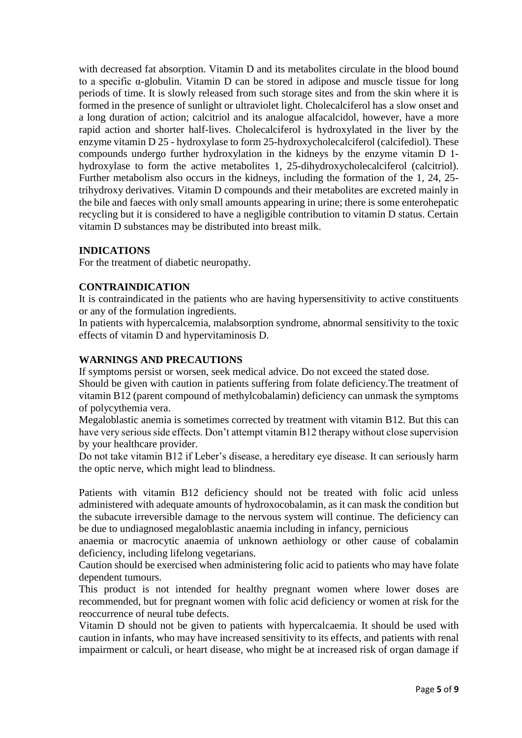with decreased fat absorption. Vitamin D and its metabolites circulate in the blood bound to a specific α-globulin. Vitamin D can be stored in adipose and muscle tissue for long periods of time. It is slowly released from such storage sites and from the skin where it is formed in the presence of sunlight or ultraviolet light. Cholecalciferol has a slow onset and a long duration of action; calcitriol and its analogue alfacalcidol, however, have a more rapid action and shorter half-lives. Cholecalciferol is hydroxylated in the liver by the enzyme vitamin D 25 - hydroxylase to form 25-hydroxycholecalciferol (calcifediol). These compounds undergo further hydroxylation in the kidneys by the enzyme vitamin D 1-hydroxylase to form the active metabolites 1, 25-dihydroxycholecalciferol (calcitriol). Further metabolism also occurs in the kidneys, including the formation of the 1, 24, 25-trihydroxy derivatives. Vitamin D compounds and their metabolites are excreted mainly in the bile and faeces with only small amounts appearing in urine; there is some enterohepatic recycling but it is considered to have a negligible contribution to vitamin D status. Certain vitamin D substances may be distributed into breast milk.

**INDICATIONS**

For the treatment of diabetic neuropathy.

**CONTRAINDICATION**

It is contraindicated in the patients who are having hypersensitivity to active constituents or any of the formulation ingredients.

In patients with hypercalcemia, malabsorption syndrome, abnormal sensitivity to the toxic effects of vitamin D and hypervitaminosis D.

**WARNINGS AND PRECAUTIONS**

If symptoms persist or worsen, seek medical advice. Do not exceed the stated dose.

Should be given with caution in patients suffering from folate deficiency.The treatment of vitamin B12 (parent compound of methylcobalamin) deficiency can unmask the symptoms of polycythemia vera.

Megaloblastic anemia is sometimes corrected by treatment with vitamin B12. But this can have very serious side effects. Don't attempt vitamin B12 therapy without close supervision by your healthcare provider.

Do not take vitamin B12 if Leber's disease, a hereditary eye disease. It can seriously harm the optic nerve, which might lead to blindness.

Patients with vitamin B12 deficiency should not be treated with folic acid unless administered with adequate amounts of hydroxocobalamin, as it can mask the condition but the subacute irreversible damage to the nervous system will continue. The deficiency can be due to undiagnosed megaloblastic anaemia including in infancy, pernicious anaemia or macrocytic anaemia of unknown aethiology or other cause of cobalamin deficiency, including lifelong vegetarians.

Caution should be exercised when administering folic acid to patients who may have folate dependent tumours.

This product is not intended for healthy pregnant women where lower doses are recommended, but for pregnant women with folic acid deficiency or women at risk for the reoccurrence of neural tube defects.

Vitamin D should not be given to patients with hypercalcaemia. It should be used with caution in infants, who may have increased sensitivity to its effects, and patients with renal impairment or calculi, or heart disease, who might be at increased risk of organ damage if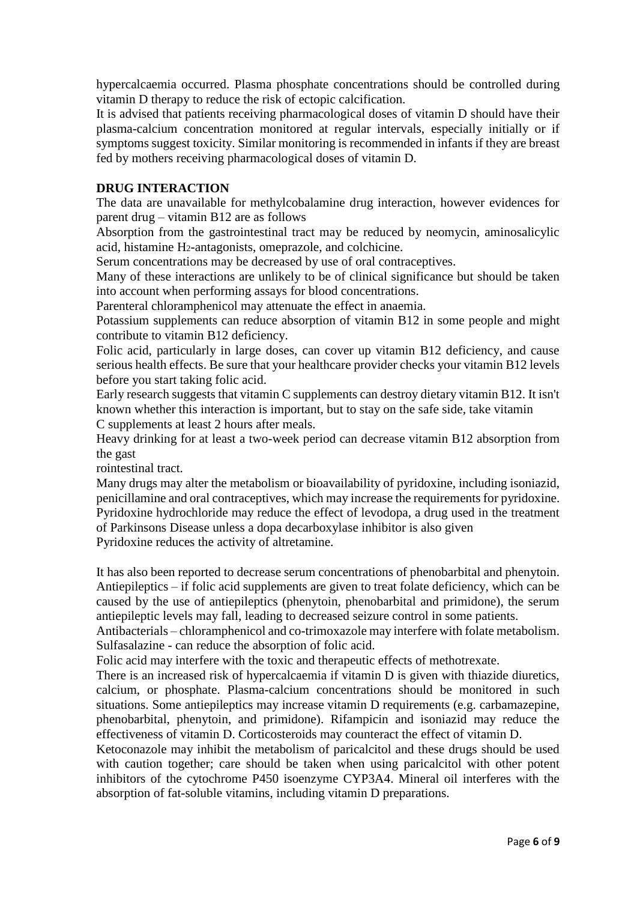hypercalcaemia occurred. Plasma phosphate concentrations should be controlled during vitamin D therapy to reduce the risk of ectopic calcification.

It is advised that patients receiving pharmacological doses of vitamin D should have their plasma-calcium concentration monitored at regular intervals, especially initially or if symptoms suggest toxicity. Similar monitoring is recommended in infants if they are breast fed by mothers receiving pharmacological doses of vitamin D.

**DRUG INTERACTION**

The data are unavailable for methylcobalamine drug interaction, however evidences for parent drug – vitamin B12 are as follows

Absorption from the gastrointestinal tract may be reduced by neomycin, aminosalicylic acid, histamine $H_2$-antagonists, omeprazole, and colchicine.

Serum concentrations may be decreased by use of oral contraceptives.

Many of these interactions are unlikely to be of clinical significance but should be taken into account when performing assays for blood concentrations.

Parenteral chloramphenicol may attenuate the effect in anaemia.

Potassium supplements can reduce absorption of vitamin B12 in some people and might contribute to vitamin B12 deficiency.

Folic acid, particularly in large doses, can cover up vitamin B12 deficiency, and cause serious health effects. Be sure that your healthcare provider checks your vitamin B12 levels before you start taking folic acid.

Early research suggests that vitamin C supplements can destroy dietary vitamin B12. It isn't known whether this interaction is important, but to stay on the safe side, take vitamin C supplements at least 2 hours after meals.

Heavy drinking for at least a two-week period can decrease vitamin B12 absorption from the gast rointestinal tract.

Many drugs may alter the metabolism or bioavailability of pyridoxine, including isoniazid, penicillamine and oral contraceptives, which may increase the requirements for pyridoxine. Pyridoxine hydrochloride may reduce the effect of levodopa, a drug used in the treatment of Parkinsons Disease unless a dopa decarboxylase inhibitor is also given

Pyridoxine reduces the activity of altretamine.

It has also been reported to decrease serum concentrations of phenobarbital and phenytoin. Antiepileptics – if folic acid supplements are given to treat folate deficiency, which can be caused by the use of antiepileptics (phenytoin, phenobarbital and primidone), the serum antiepileptic levels may fall, leading to decreased seizure control in some patients.

Antibacterials – chloramphenicol and co-trimoxazole may interfere with folate metabolism. Sulfasalazine - can reduce the absorption of folic acid.

Folic acid may interfere with the toxic and therapeutic effects of methotrexate.

There is an increased risk of hypercalcaemia if vitamin D is given with thiazide diuretics, calcium, or phosphate. Plasma-calcium concentrations should be monitored in such situations. Some antiepileptics may increase vitamin D requirements (e.g. carbamazepine, phenobarbital, phenytoin, and primidone). Rifampicin and isoniazid may reduce the effectiveness of vitamin D. Corticosteroids may counteract the effect of vitamin D.

Ketoconazole may inhibit the metabolism of paricalcitol and these drugs should be used with caution together; care should be taken when using paricalcitol with other potent inhibitors of the cytochrome P450 isoenzyme CYP3A4. Mineral oil interferes with the absorption of fat-soluble vitamins, including vitamin D preparations.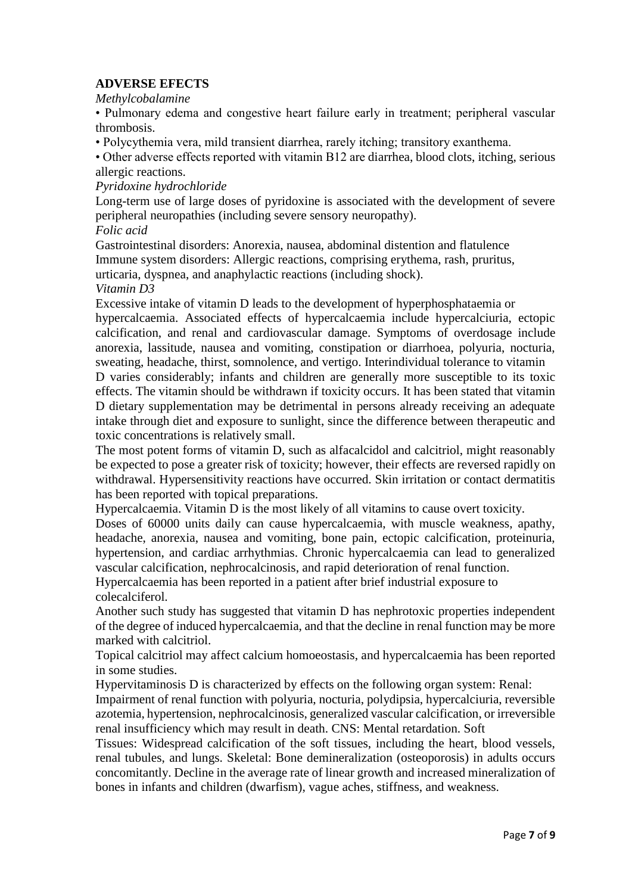## ADVERSE EFECTS

*Methylcobalamine*

- Pulmonary edema and congestive heart failure early in treatment; peripheral vascular thrombosis.
- Polycythemia vera, mild transient diarrhea, rarely itching; transitory exanthema.
- Other adverse effects reported with vitamin B12 are diarrhea, blood clots, itching, serious allergic reactions.

*Pyridoxine hydrochloride*

Long-term use of large doses of pyridoxine is associated with the development of severe peripheral neuropathies (including severe sensory neuropathy).

*Folic acid*

Gastrointestinal disorders: Anorexia, nausea, abdominal distention and flatulence
Immune system disorders: Allergic reactions, comprising erythema, rash, pruritus, urticaria, dyspnea, and anaphylactic reactions (including shock).

*Vitamin D3*

Excessive intake of vitamin D leads to the development of hyperphosphataemia or hypercalcaemia. Associated effects of hypercalcaemia include hypercalciuria, ectopic calcification, and renal and cardiovascular damage. Symptoms of overdosage include anorexia, lassitude, nausea and vomiting, constipation or diarrhoea, polyuria, nocturia, sweating, headache, thirst, somnolence, and vertigo. Interindividual tolerance to vitamin D varies considerably; infants and children are generally more susceptible to its toxic effects. The vitamin should be withdrawn if toxicity occurs. It has been stated that vitamin D dietary supplementation may be detrimental in persons already receiving an adequate intake through diet and exposure to sunlight, since the difference between therapeutic and toxic concentrations is relatively small.

The most potent forms of vitamin D, such as alfacalcidol and calcitriol, might reasonably be expected to pose a greater risk of toxicity; however, their effects are reversed rapidly on withdrawal. Hypersensitivity reactions have occurred. Skin irritation or contact dermatitis has been reported with topical preparations.

Hypercalcaemia. Vitamin D is the most likely of all vitamins to cause overt toxicity.

Doses of 60000 units daily can cause hypercalcaemia, with muscle weakness, apathy, headache, anorexia, nausea and vomiting, bone pain, ectopic calcification, proteinuria, hypertension, and cardiac arrhythmias. Chronic hypercalcaemia can lead to generalized vascular calcification, nephrocalcinosis, and rapid deterioration of renal function.

Hypercalcaemia has been reported in a patient after brief industrial exposure to colecalciferol.

Another such study has suggested that vitamin D has nephrotoxic properties independent of the degree of induced hypercalcaemia, and that the decline in renal function may be more marked with calcitriol.

Topical calcitriol may affect calcium homoeostasis, and hypercalcaemia has been reported in some studies.

Hypervitaminosis D is characterized by effects on the following organ system: Renal: Impairment of renal function with polyuria, nocturia, polydipsia, hypercalciuria, reversible azotemia, hypertension, nephrocalcinosis, generalized vascular calcification, or irreversible renal insufficiency which may result in death. CNS: Mental retardation. Soft Tissues: Widespread calcification of the soft tissues, including the heart, blood vessels, renal tubules, and lungs. Skeletal: Bone demineralization (osteoporosis) in adults occurs concomitantly. Decline in the average rate of linear growth and increased mineralization of bones in infants and children (dwarfism), vague aches, stiffness, and weakness.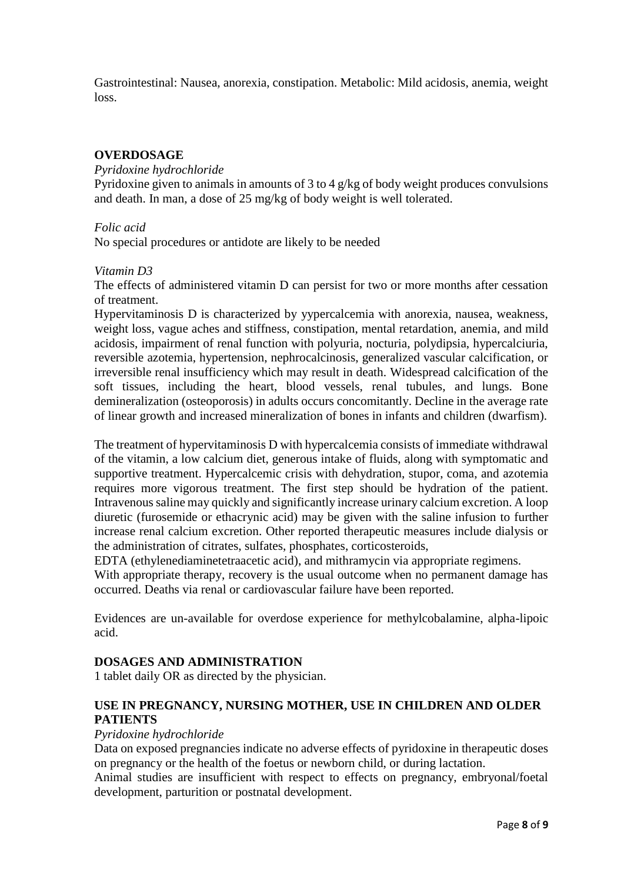Gastrointestinal: Nausea, anorexia, constipation. Metabolic: Mild acidosis, anemia, weight loss.

## OVERDOSAGE

*Pyridoxine hydrochloride*

Pyridoxine given to animals in amounts of 3 to 4 g/kg of body weight produces convulsions and death. In man, a dose of 25 mg/kg of body weight is well tolerated.

*Folic acid*

No special procedures or antidote are likely to be needed

*Vitamin D3*

The effects of administered vitamin D can persist for two or more months after cessation of treatment.

Hypervitaminosis D is characterized by yypercalcemia with anorexia, nausea, weakness, weight loss, vague aches and stiffness, constipation, mental retardation, anemia, and mild acidosis, impairment of renal function with polyuria, nocturia, polydipsia, hypercalciuria, reversible azotemia, hypertension, nephrocalcinosis, generalized vascular calcification, or irreversible renal insufficiency which may result in death. Widespread calcification of the soft tissues, including the heart, blood vessels, renal tubules, and lungs. Bone demineralization (osteoporosis) in adults occurs concomitantly. Decline in the average rate of linear growth and increased mineralization of bones in infants and children (dwarfism).

The treatment of hypervitaminosis D with hypercalcemia consists of immediate withdrawal of the vitamin, a low calcium diet, generous intake of fluids, along with symptomatic and supportive treatment. Hypercalcemic crisis with dehydration, stupor, coma, and azotemia requires more vigorous treatment. The first step should be hydration of the patient. Intravenous saline may quickly and significantly increase urinary calcium excretion. A loop diuretic (furosemide or ethacrynic acid) may be given with the saline infusion to further increase renal calcium excretion. Other reported therapeutic measures include dialysis or the administration of citrates, sulfates, phosphates, corticosteroids,

EDTA (ethylenediaminetetraacetic acid), and mithramycin via appropriate regimens.

With appropriate therapy, recovery is the usual outcome when no permanent damage has occurred. Deaths via renal or cardiovascular failure have been reported.

Evidences are un-available for overdose experience for methylcobalamine, alpha-lipoic acid.

## DOSAGES AND ADMINISTRATION

1 tablet daily OR as directed by the physician.

## USE IN PREGNANCY, NURSING MOTHER, USE IN CHILDREN AND OLDER PATIENTS

*Pyridoxine hydrochloride*

Data on exposed pregnancies indicate no adverse effects of pyridoxine in therapeutic doses on pregnancy or the health of the foetus or newborn child, or during lactation.

Animal studies are insufficient with respect to effects on pregnancy, embryonal/foetal development, parturition or postnatal development.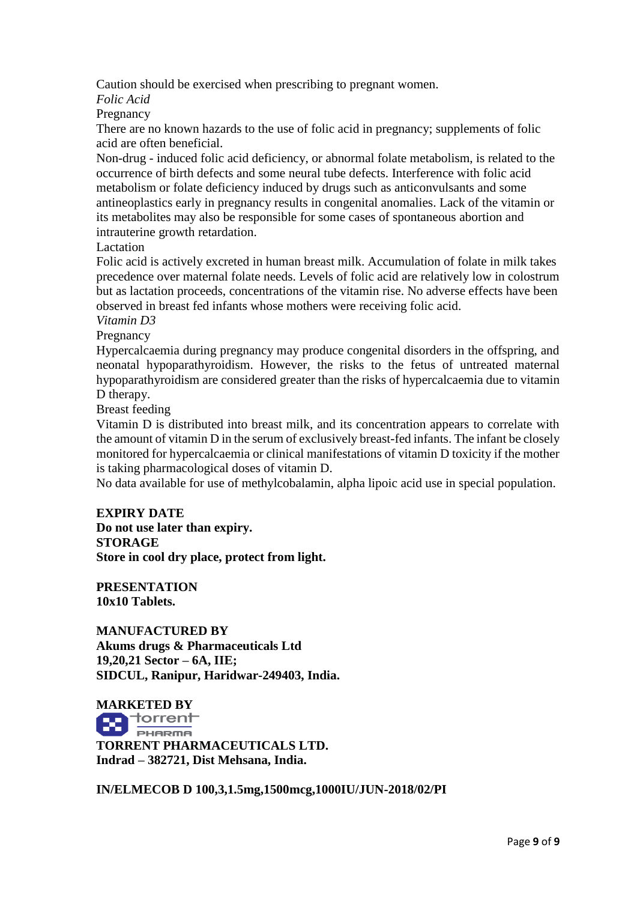Caution should be exercised when prescribing to pregnant women.

*Folic Acid*

Pregnancy

There are no known hazards to the use of folic acid in pregnancy; supplements of folic acid are often beneficial.

Non-drug - induced folic acid deficiency, or abnormal folate metabolism, is related to the occurrence of birth defects and some neural tube defects. Interference with folic acid metabolism or folate deficiency induced by drugs such as anticonvulsants and some antineoplastics early in pregnancy results in congenital anomalies. Lack of the vitamin or its metabolites may also be responsible for some cases of spontaneous abortion and intrauterine growth retardation.

Lactation

Folic acid is actively excreted in human breast milk. Accumulation of folate in milk takes precedence over maternal folate needs. Levels of folic acid are relatively low in colostrum but as lactation proceeds, concentrations of the vitamin rise. No adverse effects have been observed in breast fed infants whose mothers were receiving folic acid.

*Vitamin D3*

Pregnancy

Hypercalcaemia during pregnancy may produce congenital disorders in the offspring, and neonatal hypoparathyroidism. However, the risks to the fetus of untreated maternal hypoparathyroidism are considered greater than the risks of hypercalcaemia due to vitamin D therapy.

Breast feeding

Vitamin D is distributed into breast milk, and its concentration appears to correlate with the amount of vitamin D in the serum of exclusively breast-fed infants. The infant be closely monitored for hypercalcaemia or clinical manifestations of vitamin D toxicity if the mother is taking pharmacological doses of vitamin D.

No data available for use of methylcobalamin, alpha lipoic acid use in special population.

**EXPIRY DATE**

**Do not use later than expiry.**

**STORAGE**

**Store in cool dry place, protect from light.**

**PRESENTATION**

**10x10 Tablets.**

**MANUFACTURED BY**

**Akums drugs & Pharmaceuticals Ltd**

**19,20,21 Sector – 6A, IIE;**

**SIDCUL, Ranipur, Haridwar-249403, India.**

**MARKETED BY**

torrent PHARMA

**TORRENT PHARMACEUTICALS LTD.**

**Indrad – 382721, Dist Mehsana, India.**

**IN/ELMECOB D 100,3,1.5mg,1500mcg,1000IU/JUN-2018/02/PI**